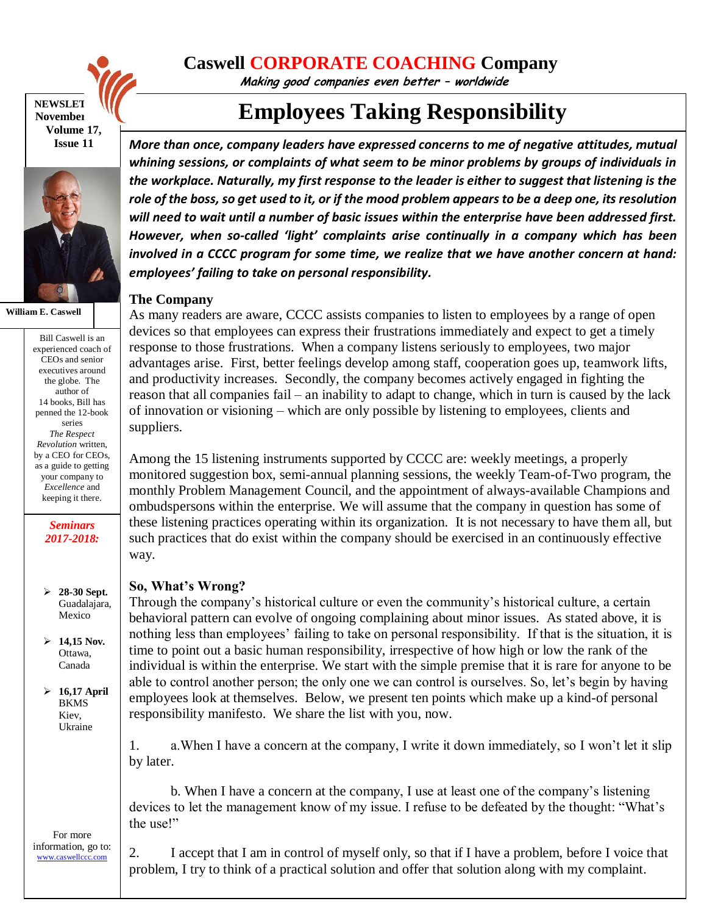# Caswell CORPORATE COACHING Company

*Making good companies even better – worldwide*

# Employees Taking Responsibility

NEWSLETTER
November
Volume 17, Issue 11

William E. Caswell

Bill Caswell is an experienced coach of CEOs and senior executives around the globe. The author of 14 books, Bill has penned the 12-book series *The Respect Revolution* written, by a CEO for CEOs, as a guide to getting your company to *Excellence* and keeping it there.

***Seminars 2017-2018:***

- **28-30 Sept.** Guadalajara, Mexico
- **14,15 Nov.** Ottawa, Canada
- **16,17 April** BKMS Kiev, Ukraine

For more information, go to: www.caswellccc.com

***More than once, company leaders have expressed concerns to me of negative attitudes, mutual whining sessions, or complaints of what seem to be minor problems by groups of individuals in the workplace. Naturally, my first response to the leader is either to suggest that listening is the role of the boss, so get used to it, or if the mood problem appears to be a deep one, its resolution will need to wait until a number of basic issues within the enterprise have been addressed first. However, when so-called 'light' complaints arise continually in a company which has been involved in a CCCC program for some time, we realize that we have another concern at hand: employees' failing to take on personal responsibility.***

## The Company

As many readers are aware, CCCC assists companies to listen to employees by a range of open devices so that employees can express their frustrations immediately and expect to get a timely response to those frustrations. When a company listens seriously to employees, two major advantages arise. First, better feelings develop among staff, cooperation goes up, teamwork lifts, and productivity increases. Secondly, the company becomes actively engaged in fighting the reason that all companies fail – an inability to adapt to change, which in turn is caused by the lack of innovation or visioning – which are only possible by listening to employees, clients and suppliers.

Among the 15 listening instruments supported by CCCC are: weekly meetings, a properly monitored suggestion box, semi-annual planning sessions, the weekly Team-of-Two program, the monthly Problem Management Council, and the appointment of always-available Champions and ombudspersons within the enterprise. We will assume that the company in question has some of these listening practices operating within its organization. It is not necessary to have them all, but such practices that do exist within the company should be exercised in an continuously effective way.

## So, What's Wrong?

Through the company's historical culture or even the community's historical culture, a certain behavioral pattern can evolve of ongoing complaining about minor issues. As stated above, it is nothing less than employees' failing to take on personal responsibility. If that is the situation, it is time to point out a basic human responsibility, irrespective of how high or low the rank of the individual is within the enterprise. We start with the simple premise that it is rare for anyone to be able to control another person; the only one we can control is ourselves. So, let's begin by having employees look at themselves. Below, we present ten points which make up a kind-of personal responsibility manifesto. We share the list with you, now.

1. a. When I have a concern at the company, I write it down immediately, so I won't let it slip by later.

   b. When I have a concern at the company, I use at least one of the company's listening devices to let the management know of my issue. I refuse to be defeated by the thought: "What's the use!"

2. I accept that I am in control of myself only, so that if I have a problem, before I voice that problem, I try to think of a practical solution and offer that solution along with my complaint.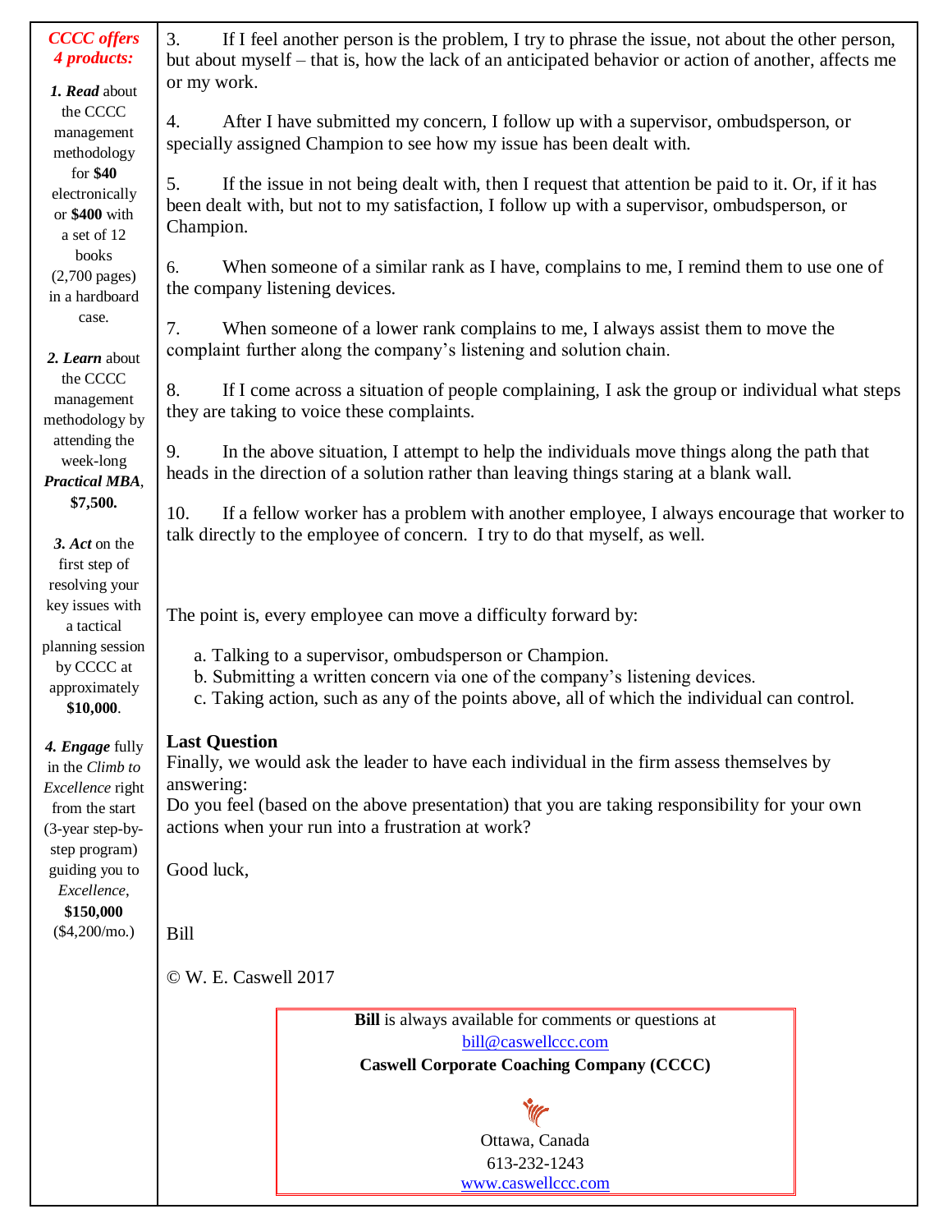**CCCC offers 4 products:**

***1. Read*** about the CCCC management methodology for **$40** electronically or **$400** with a set of 12 books (2,700 pages) in a hardboard case.

***2. Learn*** about the CCCC management methodology by attending the week-long ***Practical MBA***, **$7,500.**

***3. Act*** on the first step of resolving your key issues with a tactical planning session by CCCC at approximately **$10,000**.

***4. Engage*** fully in the *Climb to Excellence* right from the start (3-year step-by-step program) guiding you to *Excellence*, **$150,000** ($4,200/mo.)

3. If I feel another person is the problem, I try to phrase the issue, not about the other person, but about myself – that is, how the lack of an anticipated behavior or action of another, affects me or my work.

4. After I have submitted my concern, I follow up with a supervisor, ombudsperson, or specially assigned Champion to see how my issue has been dealt with.

5. If the issue in not being dealt with, then I request that attention be paid to it. Or, if it has been dealt with, but not to my satisfaction, I follow up with a supervisor, ombudsperson, or Champion.

6. When someone of a similar rank as I have, complains to me, I remind them to use one of the company listening devices.

7. When someone of a lower rank complains to me, I always assist them to move the complaint further along the company's listening and solution chain.

8. If I come across a situation of people complaining, I ask the group or individual what steps they are taking to voice these complaints.

9. In the above situation, I attempt to help the individuals move things along the path that heads in the direction of a solution rather than leaving things staring at a blank wall.

10. If a fellow worker has a problem with another employee, I always encourage that worker to talk directly to the employee of concern. I try to do that myself, as well.

The point is, every employee can move a difficulty forward by:

a. Talking to a supervisor, ombudsperson or Champion.
b. Submitting a written concern via one of the company's listening devices.
c. Taking action, such as any of the points above, all of which the individual can control.

**Last Question**
Finally, we would ask the leader to have each individual in the firm assess themselves by answering:
Do you feel (based on the above presentation) that you are taking responsibility for your own actions when your run into a frustration at work?

Good luck,

Bill

© W. E. Caswell 2017

**Bill** is always available for comments or questions at
bill@caswellccc.com
**Caswell Corporate Coaching Company (CCCC)**

Ottawa, Canada
613-232-1243
www.caswellccc.com